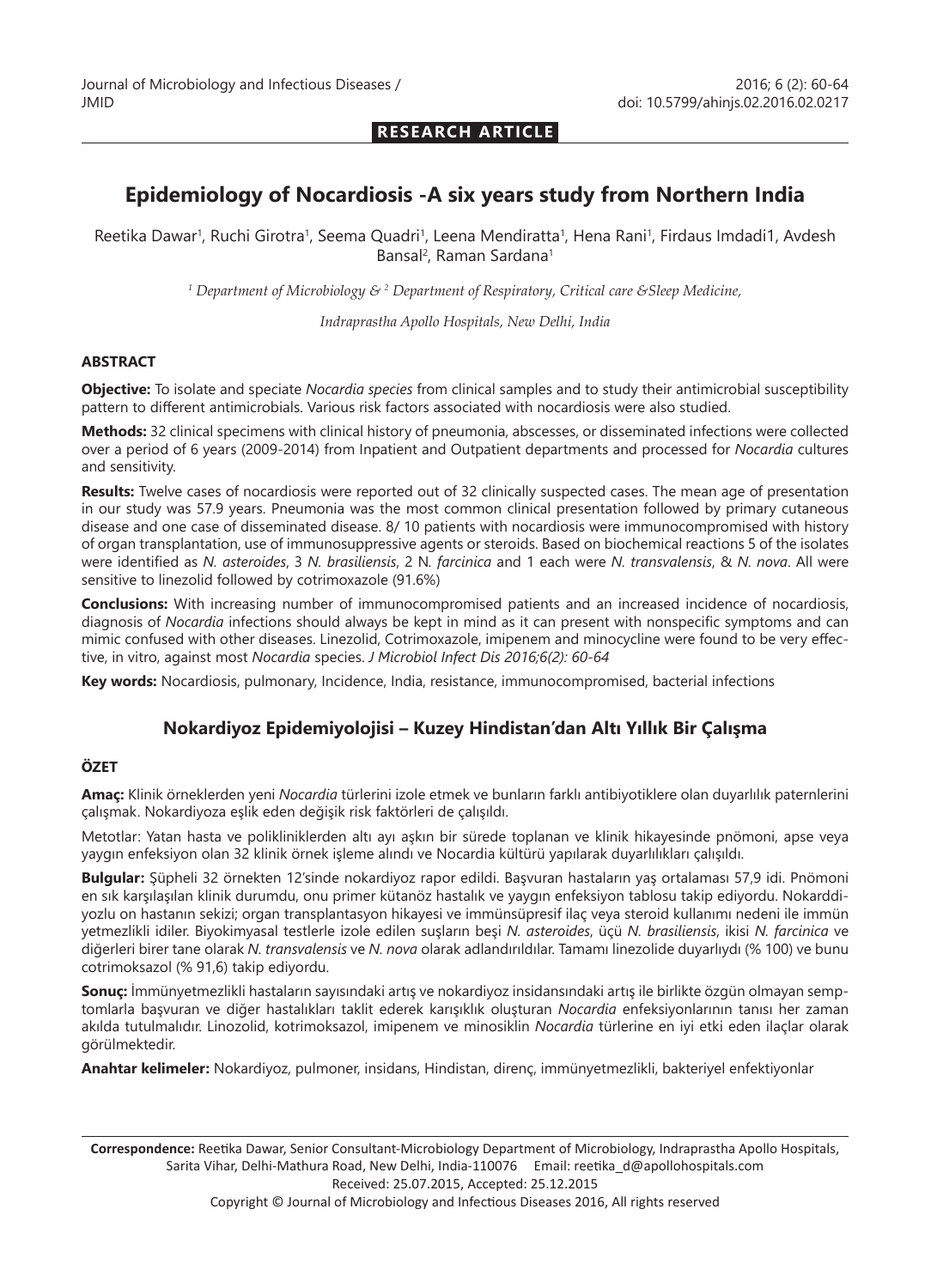RESEARCH ARTICLE

# Epidemiology of Nocardiosis -A six years study from Northern India

Reetika Dawar[1], Ruchi Girotra[1], Seema Quadri[1], Leena Mendiratta[1], Hena Rani[1], Firdaus Imdadi1, Avdesh Bansal[2], Raman Sardana[1]

*[1] Department of Microbiology & [2] Department of Respiratory, Critical care &Sleep Medicine,*

*Indraprastha Apollo Hospitals, New Delhi, India*

## ABSTRACT

**Objective:** To isolate and speciate *Nocardia species* from clinical samples and to study their antimicrobial susceptibility pattern to different antimicrobials. Various risk factors associated with nocardiosis were also studied.

**Methods:** 32 clinical specimens with clinical history of pneumonia, abscesses, or disseminated infections were collected over a period of 6 years (2009-2014) from Inpatient and Outpatient departments and processed for *Nocardia* cultures and sensitivity.

**Results:** Twelve cases of nocardiosis were reported out of 32 clinically suspected cases. The mean age of presentation in our study was 57.9 years. Pneumonia was the most common clinical presentation followed by primary cutaneous disease and one case of disseminated disease. 8/ 10 patients with nocardiosis were immunocompromised with history of organ transplantation, use of immunosuppressive agents or steroids. Based on biochemical reactions 5 of the isolates were identified as *N. asteroides*, 3 *N. brasiliensis*, 2 N*. farcinica* and 1 each were *N. transvalensis*, & *N. nova*. All were sensitive to linezolid followed by cotrimoxazole (91.6%)

**Conclusions:** With increasing number of immunocompromised patients and an increased incidence of nocardiosis, diagnosis of *Nocardia* infections should always be kept in mind as it can present with nonspecific symptoms and can mimic confused with other diseases. Linezolid, Cotrimoxazole, imipenem and minocycline were found to be very effective, in vitro, against most *Nocardia* species. *J Microbiol Infect Dis 2016;6(2): 60-64*

**Key words:** Nocardiosis, pulmonary, Incidence, India, resistance, immunocompromised, bacterial infections

## Nokardiyoz Epidemiyolojisi – Kuzey Hindistan'dan Altı Yıllık Bir Çalışma

## ÖZET

**Amaç:** Klinik örneklerden yeni *Nocardia* türlerini izole etmek ve bunların farklı antibiyotiklere olan duyarlılık paternlerini çalışmak. Nokardiyoza eşlik eden değişik risk faktörleri de çalışıldı.

Metotlar: Yatan hasta ve polikliniklerden altı ayı aşkın bir sürede toplanan ve klinik hikayesinde pnömoni, apse veya yaygın enfeksiyon olan 32 klinik örnek işleme alındı ve Nocardia kültürü yapılarak duyarlılıkları çalışıldı.

**Bulgular:** Şüpheli 32 örnekten 12'sinde nokardiyoz rapor edildi. Başvuran hastaların yaş ortalaması 57,9 idi. Pnömoni en sık karşılaşılan klinik durumdu, onu primer kütanöz hastalık ve yaygın enfeksiyon tablosu takip ediyordu. Nokarddiyozlu on hastanın sekizi; organ transplantasyon hikayesi ve immünsüpresif ilaç veya steroid kullanımı nedeni ile immün yetmezlikli idiler. Biyokimyasal testlerle izole edilen suşların beşi *N. asteroides*, üçü *N. brasiliensis*, ikisi *N. farcinica* ve diğerleri birer tane olarak *N. transvalensis* ve *N. nova* olarak adlandırıldılar. Tamamı linezolide duyarlıydı (% 100) ve bunu cotrimoksazol (% 91,6) takip ediyordu.

**Sonuç:** İmmünyetmezlikli hastaların sayısındaki artış ve nokardiyoz insidansındaki artış ile birlikte özgün olmayan semptomlarla başvuran ve diğer hastalıkları taklit ederek karışıklık oluşturan *Nocardia* enfeksiyonlarının tanısı her zaman akılda tutulmalıdır. Linozolid, kotrimoksazol, imipenem ve minosiklin *Nocardia* türlerine en iyi etki eden ilaçlar olarak görülmektedir.

**Anahtar kelimeler:** Nokardiyoz, pulmoner, insidans, Hindistan, direnç, immünyetmezlikli, bakteriyel enfektiyonlar

**Correspondence:** Reetika Dawar, Senior Consultant-Microbiology Department of Microbiology, Indraprastha Apollo Hospitals, Sarita Vihar, Delhi-Mathura Road, New Delhi, India-110076 Email: reetika_d@apollohospitals.com

Received: 25.07.2015, Accepted: 25.12.2015

Copyright © Journal of Microbiology and Infectious Diseases 2016, All rights reserved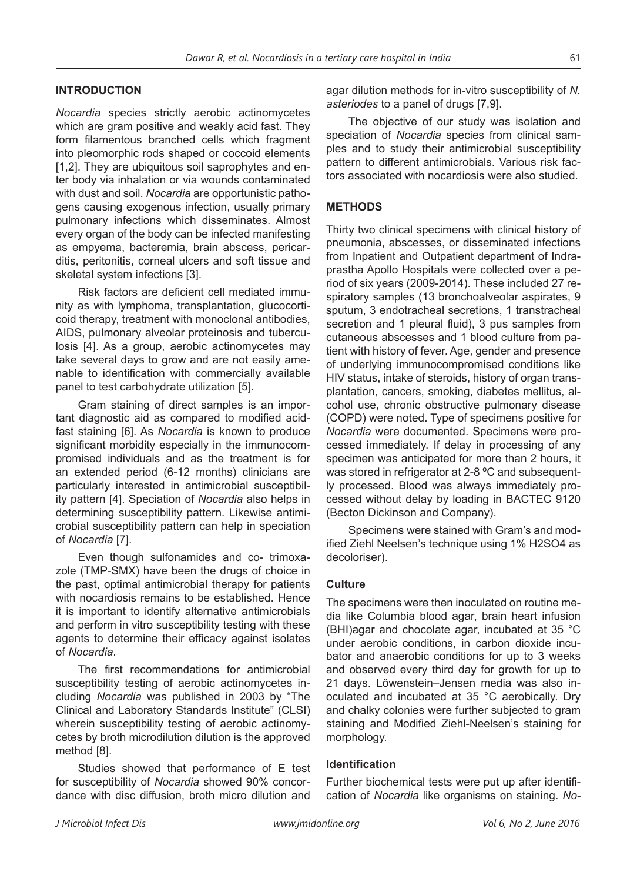## INTRODUCTION

*Nocardia* species strictly aerobic actinomycetes which are gram positive and weakly acid fast. They form filamentous branched cells which fragment into pleomorphic rods shaped or coccoid elements [1,2]. They are ubiquitous soil saprophytes and enter body via inhalation or via wounds contaminated with dust and soil. *Nocardia* are opportunistic pathogens causing exogenous infection, usually primary pulmonary infections which disseminates. Almost every organ of the body can be infected manifesting as empyema, bacteremia, brain abscess, pericarditis, peritonitis, corneal ulcers and soft tissue and skeletal system infections [3].

Risk factors are deficient cell mediated immunity as with lymphoma, transplantation, glucocorticoid therapy, treatment with monoclonal antibodies, AIDS, pulmonary alveolar proteinosis and tuberculosis [4]. As a group, aerobic actinomycetes may take several days to grow and are not easily amenable to identification with commercially available panel to test carbohydrate utilization [5].

Gram staining of direct samples is an important diagnostic aid as compared to modified acid-fast staining [6]. As *Nocardia* is known to produce significant morbidity especially in the immunocompromised individuals and as the treatment is for an extended period (6-12 months) clinicians are particularly interested in antimicrobial susceptibility pattern [4]. Speciation of *Nocardia* also helps in determining susceptibility pattern. Likewise antimicrobial susceptibility pattern can help in speciation of *Nocardia* [7].

Even though sulfonamides and co- trimoxazole (TMP-SMX) have been the drugs of choice in the past, optimal antimicrobial therapy for patients with nocardiosis remains to be established. Hence it is important to identify alternative antimicrobials and perform in vitro susceptibility testing with these agents to determine their efficacy against isolates of *Nocardia*.

The first recommendations for antimicrobial susceptibility testing of aerobic actinomycetes including *Nocardia* was published in 2003 by "The Clinical and Laboratory Standards Institute" (CLSI) wherein susceptibility testing of aerobic actinomycetes by broth microdilution dilution is the approved method [8].

Studies showed that performance of E test for susceptibility of *Nocardia* showed 90% concordance with disc diffusion, broth micro dilution and agar dilution methods for in-vitro susceptibility of *N. asteriodes* to a panel of drugs [7,9].

The objective of our study was isolation and speciation of *Nocardia* species from clinical samples and to study their antimicrobial susceptibility pattern to different antimicrobials. Various risk factors associated with nocardiosis were also studied.

## METHODS

Thirty two clinical specimens with clinical history of pneumonia, abscesses, or disseminated infections from Inpatient and Outpatient department of Indraprastha Apollo Hospitals were collected over a period of six years (2009-2014). These included 27 respiratory samples (13 bronchoalveolar aspirates, 9 sputum, 3 endotracheal secretions, 1 transtracheal secretion and 1 pleural fluid), 3 pus samples from cutaneous abscesses and 1 blood culture from patient with history of fever. Age, gender and presence of underlying immunocompromised conditions like HIV status, intake of steroids, history of organ transplantation, cancers, smoking, diabetes mellitus, alcohol use, chronic obstructive pulmonary disease (COPD) were noted. Type of specimens positive for *Nocardia* were documented. Specimens were processed immediately. If delay in processing of any specimen was anticipated for more than 2 hours, it was stored in refrigerator at 2-8 ºC and subsequently processed. Blood was always immediately processed without delay by loading in BACTEC 9120 (Becton Dickinson and Company).

Specimens were stained with Gram's and modified Ziehl Neelsen's technique using 1% $H_2SO_4$ as decoloriser).

### Culture

The specimens were then inoculated on routine media like Columbia blood agar, brain heart infusion (BHI)agar and chocolate agar, incubated at 35 °C under aerobic conditions, in carbon dioxide incubator and anaerobic conditions for up to 3 weeks and observed every third day for growth for up to 21 days. Löwenstein–Jensen media was also inoculated and incubated at 35 °C aerobically. Dry and chalky colonies were further subjected to gram staining and Modified Ziehl-Neelsen's staining for morphology.

### Identification

Further biochemical tests were put up after identification of *Nocardia* like organisms on staining. *No-*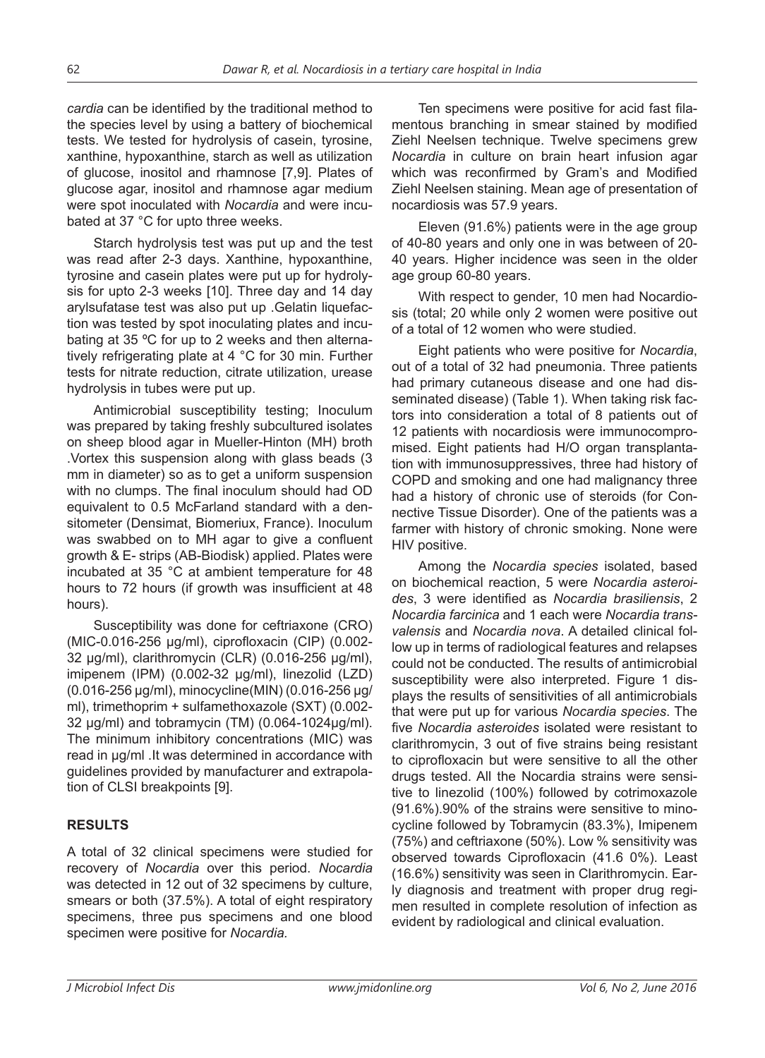*cardia* can be identified by the traditional method to the species level by using a battery of biochemical tests. We tested for hydrolysis of casein, tyrosine, xanthine, hypoxanthine, starch as well as utilization of glucose, inositol and rhamnose [7,9]. Plates of glucose agar, inositol and rhamnose agar medium were spot inoculated with *Nocardia* and were incubated at 37 °C for upto three weeks.

Starch hydrolysis test was put up and the test was read after 2-3 days. Xanthine, hypoxanthine, tyrosine and casein plates were put up for hydrolysis for upto 2-3 weeks [10]. Three day and 14 day arylsufatase test was also put up .Gelatin liquefaction was tested by spot inoculating plates and incubating at 35 ºC for up to 2 weeks and then alternatively refrigerating plate at 4 °C for 30 min. Further tests for nitrate reduction, citrate utilization, urease hydrolysis in tubes were put up.

Antimicrobial susceptibility testing; Inoculum was prepared by taking freshly subcultured isolates on sheep blood agar in Mueller-Hinton (MH) broth .Vortex this suspension along with glass beads (3 mm in diameter) so as to get a uniform suspension with no clumps. The final inoculum should had OD equivalent to 0.5 McFarland standard with a densitometer (Densimat, Biomeriux, France). Inoculum was swabbed on to MH agar to give a confluent growth & E- strips (AB-Biodisk) applied. Plates were incubated at 35 °C at ambient temperature for 48 hours to 72 hours (if growth was insufficient at 48 hours).

Susceptibility was done for ceftriaxone (CRO) (MIC-0.016-256 µg/ml), ciprofloxacin (CIP) (0.002-32 µg/ml), clarithromycin (CLR) (0.016-256 µg/ml), imipenem (IPM) (0.002-32 µg/ml), linezolid (LZD) (0.016-256 µg/ml), minocycline(MIN) (0.016-256 µg/ml), trimethoprim + sulfamethoxazole (SXT) (0.002-32 µg/ml) and tobramycin (TM) (0.064-1024µg/ml). The minimum inhibitory concentrations (MIC) was read in µg/ml .It was determined in accordance with guidelines provided by manufacturer and extrapolation of CLSI breakpoints [9].

## RESULTS

A total of 32 clinical specimens were studied for recovery of *Nocardia* over this period. *Nocardia* was detected in 12 out of 32 specimens by culture, smears or both (37.5%). A total of eight respiratory specimens, three pus specimens and one blood specimen were positive for *Nocardia.*

Ten specimens were positive for acid fast filamentous branching in smear stained by modified Ziehl Neelsen technique. Twelve specimens grew *Nocardia* in culture on brain heart infusion agar which was reconfirmed by Gram's and Modified Ziehl Neelsen staining. Mean age of presentation of nocardiosis was 57.9 years.

Eleven (91.6%) patients were in the age group of 40-80 years and only one in was between of 20-40 years. Higher incidence was seen in the older age group 60-80 years.

With respect to gender, 10 men had Nocardiosis (total; 20 while only 2 women were positive out of a total of 12 women who were studied.

Eight patients who were positive for *Nocardia*, out of a total of 32 had pneumonia. Three patients had primary cutaneous disease and one had disseminated disease) (Table 1). When taking risk factors into consideration a total of 8 patients out of 12 patients with nocardiosis were immunocompromised. Eight patients had H/O organ transplantation with immunosuppressives, three had history of COPD and smoking and one had malignancy three had a history of chronic use of steroids (for Connective Tissue Disorder). One of the patients was a farmer with history of chronic smoking. None were HIV positive.

Among the *Nocardia species* isolated, based on biochemical reaction, 5 were *Nocardia asteroides*, 3 were identified as *Nocardia brasiliensis*, 2 *Nocardia farcinica* and 1 each were *Nocardia transvalensis* and *Nocardia nova*. A detailed clinical follow up in terms of radiological features and relapses could not be conducted. The results of antimicrobial susceptibility were also interpreted. Figure 1 displays the results of sensitivities of all antimicrobials that were put up for various *Nocardia species*. The five *Nocardia asteroides* isolated were resistant to clarithromycin, 3 out of five strains being resistant to ciprofloxacin but were sensitive to all the other drugs tested. All the Nocardia strains were sensitive to linezolid (100%) followed by cotrimoxazole (91.6%).90% of the strains were sensitive to minocycline followed by Tobramycin (83.3%), Imipenem (75%) and ceftriaxone (50%). Low % sensitivity was observed towards Ciprofloxacin (41.6 0%). Least (16.6%) sensitivity was seen in Clarithromycin. Early diagnosis and treatment with proper drug regimen resulted in complete resolution of infection as evident by radiological and clinical evaluation.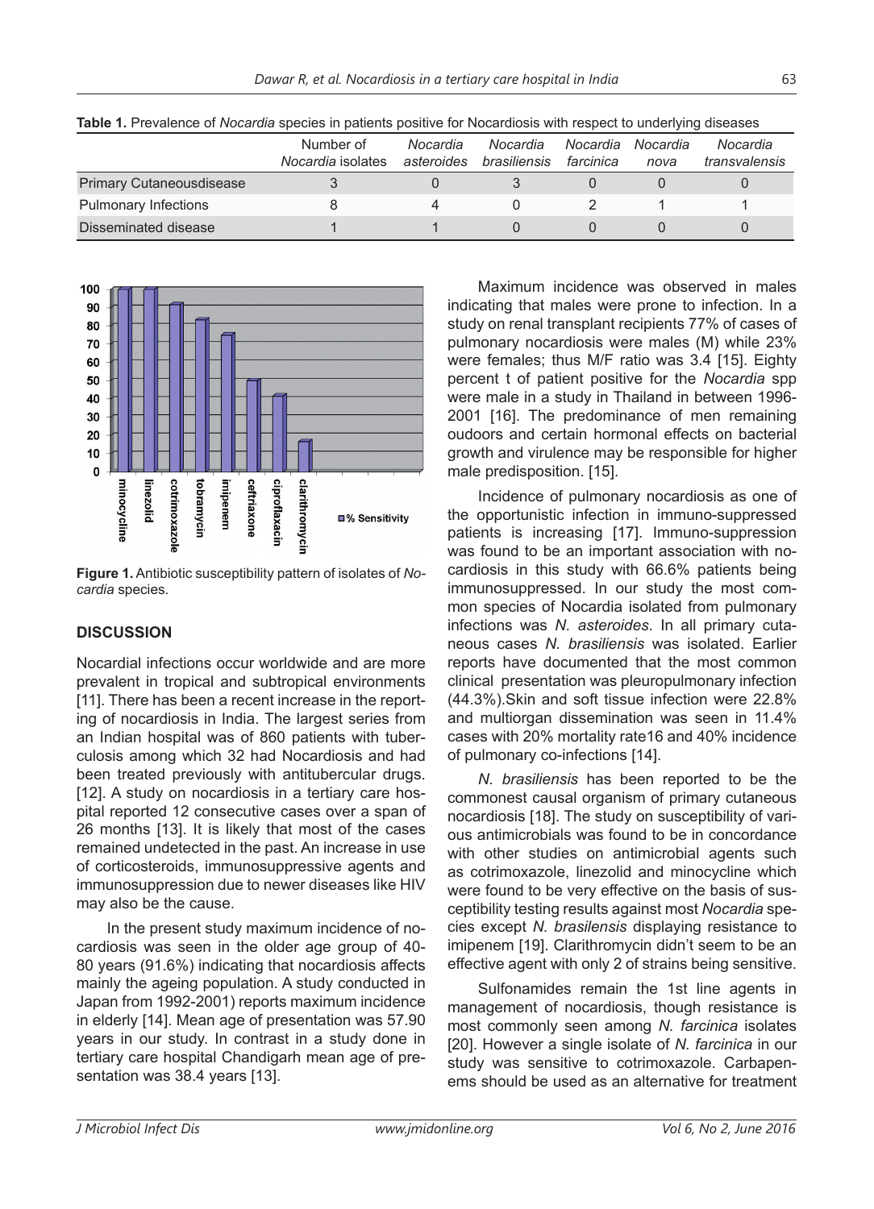**Table 1.** Prevalence of *Nocardia* species in patients positive for Nocardiosis with respect to underlying diseases

| | Number of *Nocardia* isolates | *Nocardia asteroides* | *Nocardia brasiliensis* | *Nocardia farcinica* | *Nocardia nova* | *Nocardia transvalensis* |
|---|---|---|---|---|---|---|
| Primary Cutaneousdisease | 3 | 0 | 3 | 0 | 0 | 0 |
| Pulmonary Infections | 8 | 4 | 0 | 2 | 1 | 1 |
| Disseminated disease | 1 | 1 | 0 | 0 | 0 | 0 |

**Figure 1.** Antibiotic susceptibility pattern of isolates of *Nocardia* species.

## DISCUSSION

Nocardial infections occur worldwide and are more prevalent in tropical and subtropical environments [11]. There has been a recent increase in the reporting of nocardiosis in India. The largest series from an Indian hospital was of 860 patients with tuberculosis among which 32 had Nocardiosis and had been treated previously with antitubercular drugs. [12]. A study on nocardiosis in a tertiary care hospital reported 12 consecutive cases over a span of 26 months [13]. It is likely that most of the cases remained undetected in the past. An increase in use of corticosteroids, immunosuppressive agents and immunosuppression due to newer diseases like HIV may also be the cause.

In the present study maximum incidence of nocardiosis was seen in the older age group of 40-80 years (91.6%) indicating that nocardiosis affects mainly the ageing population. A study conducted in Japan from 1992-2001) reports maximum incidence in elderly [14]. Mean age of presentation was 57.90 years in our study. In contrast in a study done in tertiary care hospital Chandigarh mean age of presentation was 38.4 years [13].

Maximum incidence was observed in males indicating that males were prone to infection. In a study on renal transplant recipients 77% of cases of pulmonary nocardiosis were males (M) while 23% were females; thus M/F ratio was 3.4 [15]. Eighty percent t of patient positive for the *Nocardia* spp were male in a study in Thailand in between 1996-2001 [16]. The predominance of men remaining oudoors and certain hormonal effects on bacterial growth and virulence may be responsible for higher male predisposition. [15].

Incidence of pulmonary nocardiosis as one of the opportunistic infection in immuno-suppressed patients is increasing [17]. Immuno-suppression was found to be an important association with nocardiosis in this study with 66.6% patients being immunosuppressed. In our study the most common species of Nocardia isolated from pulmonary infections was *N. asteroides*. In all primary cutaneous cases *N. brasiliensis* was isolated. Earlier reports have documented that the most common clinical presentation was pleuropulmonary infection (44.3%).Skin and soft tissue infection were 22.8% and multiorgan dissemination was seen in 11.4% cases with 20% mortality rate16 and 40% incidence of pulmonary co-infections [14].

*N. brasiliensis* has been reported to be the commonest causal organism of primary cutaneous nocardiosis [18]. The study on susceptibility of various antimicrobials was found to be in concordance with other studies on antimicrobial agents such as cotrimoxazole, linezolid and minocycline which were found to be very effective on the basis of susceptibility testing results against most *Nocardia* species except *N. brasilensis* displaying resistance to imipenem [19]. Clarithromycin didn't seem to be an effective agent with only 2 of strains being sensitive.

Sulfonamides remain the 1st line agents in management of nocardiosis, though resistance is most commonly seen among *N. farcinica* isolates [20]. However a single isolate of *N. farcinica* in our study was sensitive to cotrimoxazole. Carbapenems should be used as an alternative for treatment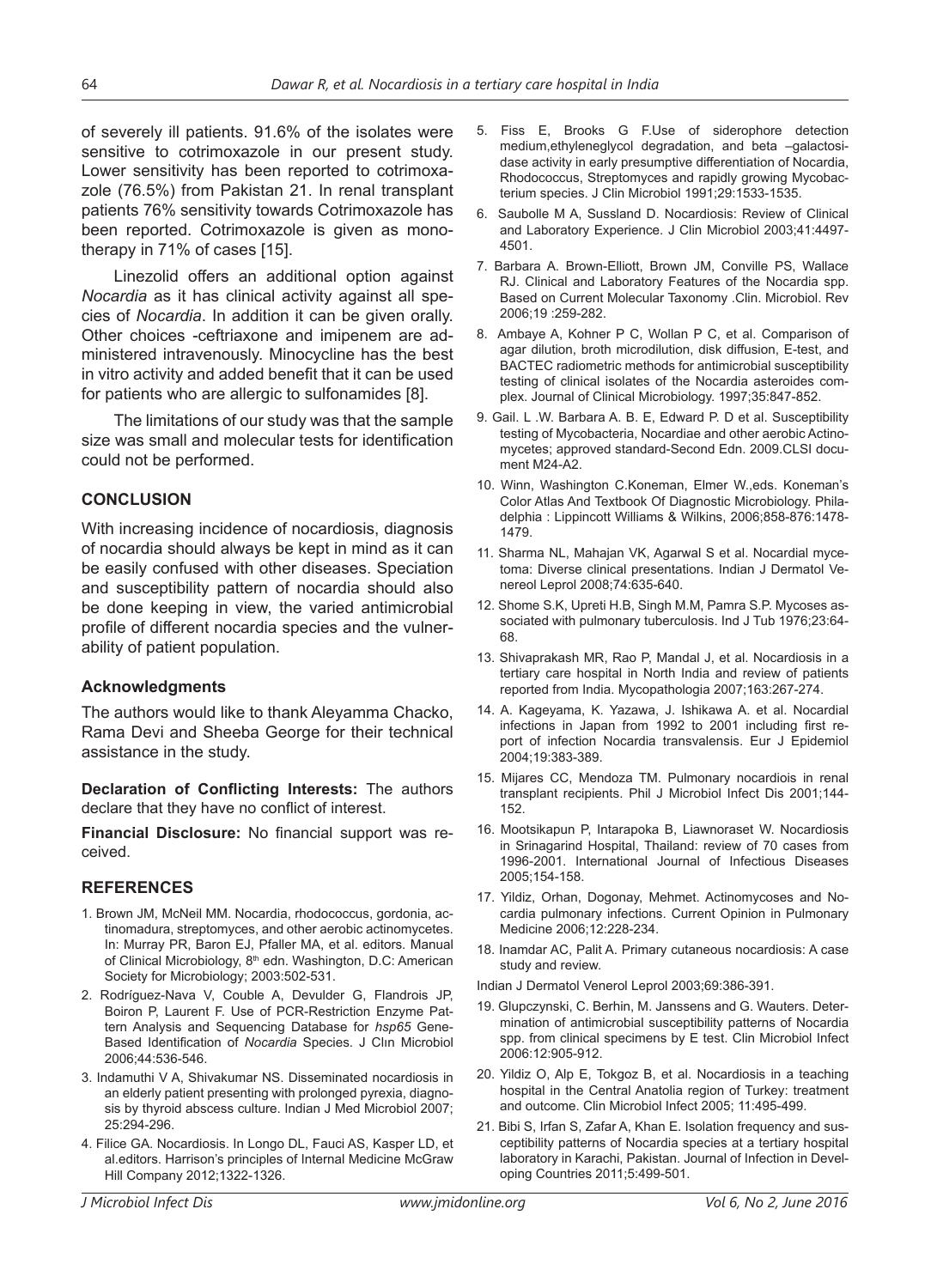of severely ill patients. 91.6% of the isolates were sensitive to cotrimoxazole in our present study. Lower sensitivity has been reported to cotrimoxazole (76.5%) from Pakistan 21. In renal transplant patients 76% sensitivity towards Cotrimoxazole has been reported. Cotrimoxazole is given as monotherapy in 71% of cases [15].

Linezolid offers an additional option against *Nocardia* as it has clinical activity against all species of *Nocardia*. In addition it can be given orally. Other choices -ceftriaxone and imipenem are administered intravenously. Minocycline has the best in vitro activity and added benefit that it can be used for patients who are allergic to sulfonamides [8].

The limitations of our study was that the sample size was small and molecular tests for identification could not be performed.

## CONCLUSION

With increasing incidence of nocardiosis, diagnosis of nocardia should always be kept in mind as it can be easily confused with other diseases. Speciation and susceptibility pattern of nocardia should also be done keeping in view, the varied antimicrobial profile of different nocardia species and the vulnerability of patient population.

### Acknowledgments

The authors would like to thank Aleyamma Chacko, Rama Devi and Sheeba George for their technical assistance in the study.

**Declaration of Conflicting Interests:** The authors declare that they have no conflict of interest.

**Financial Disclosure:** No financial support was received.

## REFERENCES

1. Brown JM, McNeil MM. Nocardia, rhodococcus, gordonia, actinomadura, streptomyces, and other aerobic actinomycetes. In: Murray PR, Baron EJ, Pfaller MA, et al. editors. Manual of Clinical Microbiology, 8th edn. Washington, D.C: American Society for Microbiology; 2003:502-531.
2. Rodríguez-Nava V, Couble A, Devulder G, Flandrois JP, Boiron P, Laurent F. Use of PCR-Restriction Enzyme Pattern Analysis and Sequencing Database for *hsp65* Gene-Based Identification of *Nocardia* Species. J Clın Microbiol 2006;44:536-546.
3. Indamuthi V A, Shivakumar NS. Disseminated nocardiosis in an elderly patient presenting with prolonged pyrexia, diagnosis by thyroid abscess culture. Indian J Med Microbiol 2007; 25:294-296.
4. Filice GA. Nocardiosis. In Longo DL, Fauci AS, Kasper LD, et al.editors. Harrison's principles of Internal Medicine McGraw Hill Company 2012;1322-1326.
5. Fiss E, Brooks G F.Use of siderophore detection medium,ethyleneglycol degradation, and beta –galactosidase activity in early presumptive differentiation of Nocardia, Rhodococcus, Streptomyces and rapidly growing Mycobacterium species. J Clin Microbiol 1991;29:1533-1535.
6. Saubolle M A, Sussland D. Nocardiosis: Review of Clinical and Laboratory Experience. J Clin Microbiol 2003;41:4497-4501.
7. Barbara A. Brown-Elliott, Brown JM, Conville PS, Wallace RJ. Clinical and Laboratory Features of the Nocardia spp. Based on Current Molecular Taxonomy .Clin. Microbiol. Rev 2006;19 :259-282.
8. Ambaye A, Kohner P C, Wollan P C, et al. Comparison of agar dilution, broth microdilution, disk diffusion, E-test, and BACTEC radiometric methods for antimicrobial susceptibility testing of clinical isolates of the Nocardia asteroides complex. Journal of Clinical Microbiology. 1997;35:847-852.
9. Gail. L .W. Barbara A. B. E, Edward P. D et al. Susceptibility testing of Mycobacteria, Nocardiae and other aerobic Actinomycetes; approved standard-Second Edn. 2009.CLSI document M24-A2.
10. Winn, Washington C.Koneman, Elmer W.,eds. Koneman's Color Atlas And Textbook Of Diagnostic Microbiology. Philadelphia : Lippincott Williams & Wilkins, 2006;858-876:1478-1479.
11. Sharma NL, Mahajan VK, Agarwal S et al. Nocardial mycetoma: Diverse clinical presentations. Indian J Dermatol Venereol Leprol 2008;74:635-640.
12. Shome S.K, Upreti H.B, Singh M.M, Pamra S.P. Mycoses associated with pulmonary tuberculosis. Ind J Tub 1976;23:64-68.
13. Shivaprakash MR, Rao P, Mandal J, et al. Nocardiosis in a tertiary care hospital in North India and review of patients reported from India. Mycopathologia 2007;163:267-274.
14. A. Kageyama, K. Yazawa, J. Ishikawa A. et al. Nocardial infections in Japan from 1992 to 2001 including first report of infection Nocardia transvalensis. Eur J Epidemiol 2004;19:383-389.
15. Mijares CC, Mendoza TM. Pulmonary nocardiois in renal transplant recipients. Phil J Microbiol Infect Dis 2001;144-152.
16. Mootsikapun P, Intarapoka B, Liawnoraset W. Nocardiosis in Srinagarind Hospital, Thailand: review of 70 cases from 1996-2001. International Journal of Infectious Diseases 2005;154-158.
17. Yildiz, Orhan, Dogonay, Mehmet. Actinomycoses and Nocardia pulmonary infections. Current Opinion in Pulmonary Medicine 2006;12:228-234.
18. Inamdar AC, Palit A. Primary cutaneous nocardiosis: A case study and review.

Indian J Dermatol Venerol Leprol 2003;69:386-391.

19. Glupczynski, C. Berhin, M. Janssens and G. Wauters. Determination of antimicrobial susceptibility patterns of Nocardia spp. from clinical specimens by E test. Clin Microbiol Infect 2006:12:905-912.
20. Yildiz O, Alp E, Tokgoz B, et al. Nocardiosis in a teaching hospital in the Central Anatolia region of Turkey: treatment and outcome. Clin Microbiol Infect 2005; 11:495-499.
21. Bibi S, Irfan S, Zafar A, Khan E. Isolation frequency and susceptibility patterns of Nocardia species at a tertiary hospital laboratory in Karachi, Pakistan. Journal of Infection in Developing Countries 2011;5:499-501.